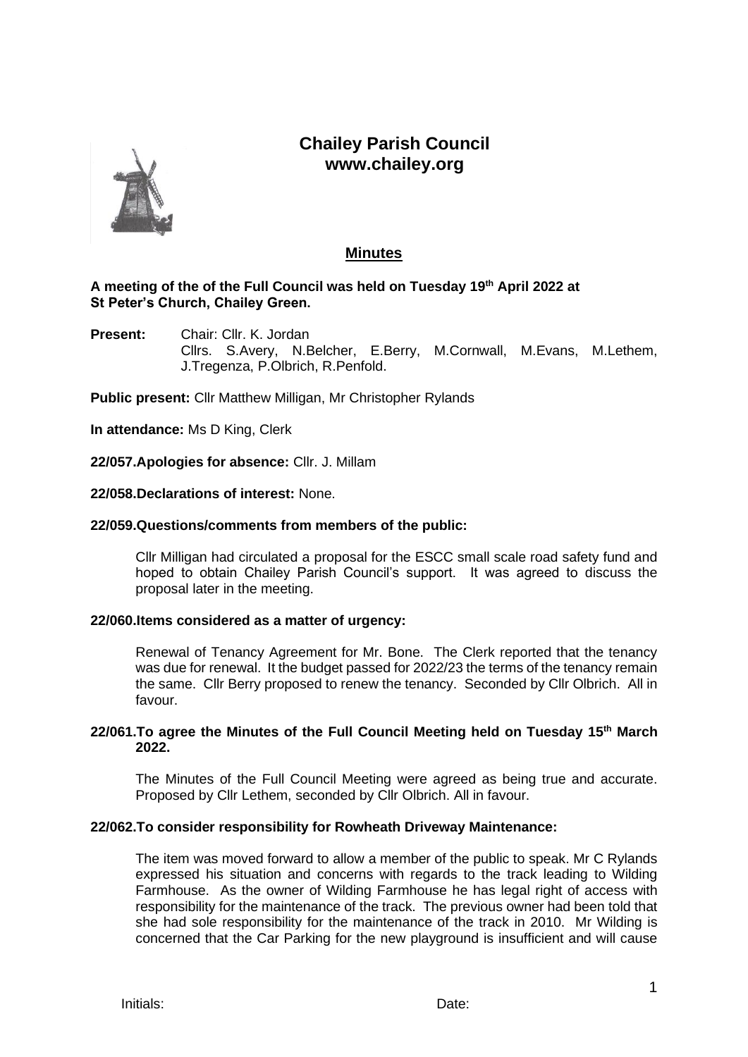# Chailey Parish Council
**www.chailey.org**

## Minutes

**A meeting of the of the Full Council was held on Tuesday 19th April 2022 at St Peter's Church, Chailey Green.**

**Present:** Chair: Cllr. K. Jordan
Cllrs. S.Avery, N.Belcher, E.Berry, M.Cornwall, M.Evans, M.Lethem, J.Tregenza, P.Olbrich, R.Penfold.

**Public present:** Cllr Matthew Milligan, Mr Christopher Rylands

**In attendance:** Ms D King, Clerk

**22/057.Apologies for absence:** Cllr. J. Millam

**22/058.Declarations of interest:** None.

**22/059.Questions/comments from members of the public:**

Cllr Milligan had circulated a proposal for the ESCC small scale road safety fund and hoped to obtain Chailey Parish Council's support. It was agreed to discuss the proposal later in the meeting.

**22/060.Items considered as a matter of urgency:**

Renewal of Tenancy Agreement for Mr. Bone. The Clerk reported that the tenancy was due for renewal. It the budget passed for 2022/23 the terms of the tenancy remain the same. Cllr Berry proposed to renew the tenancy. Seconded by Cllr Olbrich. All in favour.

**22/061.To agree the Minutes of the Full Council Meeting held on Tuesday 15th March 2022.**

The Minutes of the Full Council Meeting were agreed as being true and accurate. Proposed by Cllr Lethem, seconded by Cllr Olbrich. All in favour.

**22/062.To consider responsibility for Rowheath Driveway Maintenance:**

The item was moved forward to allow a member of the public to speak. Mr C Rylands expressed his situation and concerns with regards to the track leading to Wilding Farmhouse. As the owner of Wilding Farmhouse he has legal right of access with responsibility for the maintenance of the track. The previous owner had been told that she had sole responsibility for the maintenance of the track in 2010. Mr Wilding is concerned that the Car Parking for the new playground is insufficient and will cause

Initials: Date: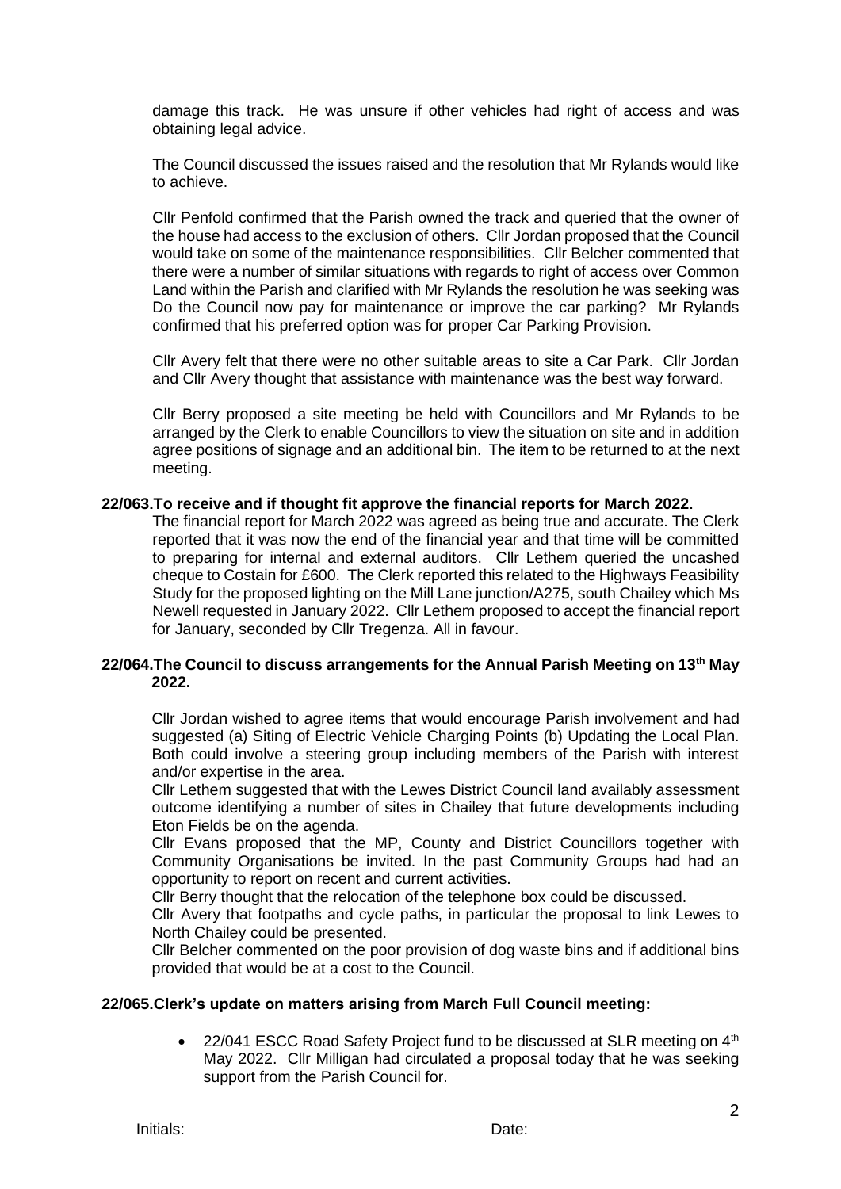damage this track. He was unsure if other vehicles had right of access and was obtaining legal advice.

The Council discussed the issues raised and the resolution that Mr Rylands would like to achieve.

Cllr Penfold confirmed that the Parish owned the track and queried that the owner of the house had access to the exclusion of others. Cllr Jordan proposed that the Council would take on some of the maintenance responsibilities. Cllr Belcher commented that there were a number of similar situations with regards to right of access over Common Land within the Parish and clarified with Mr Rylands the resolution he was seeking was Do the Council now pay for maintenance or improve the car parking? Mr Rylands confirmed that his preferred option was for proper Car Parking Provision.

Cllr Avery felt that there were no other suitable areas to site a Car Park. Cllr Jordan and Cllr Avery thought that assistance with maintenance was the best way forward.

Cllr Berry proposed a site meeting be held with Councillors and Mr Rylands to be arranged by the Clerk to enable Councillors to view the situation on site and in addition agree positions of signage and an additional bin. The item to be returned to at the next meeting.

**22/063.To receive and if thought fit approve the financial reports for March 2022.**

The financial report for March 2022 was agreed as being true and accurate. The Clerk reported that it was now the end of the financial year and that time will be committed to preparing for internal and external auditors. Cllr Lethem queried the uncashed cheque to Costain for £600. The Clerk reported this related to the Highways Feasibility Study for the proposed lighting on the Mill Lane junction/A275, south Chailey which Ms Newell requested in January 2022. Cllr Lethem proposed to accept the financial report for January, seconded by Cllr Tregenza. All in favour.

**22/064.The Council to discuss arrangements for the Annual Parish Meeting on 13th May 2022.**

Cllr Jordan wished to agree items that would encourage Parish involvement and had suggested (a) Siting of Electric Vehicle Charging Points (b) Updating the Local Plan. Both could involve a steering group including members of the Parish with interest and/or expertise in the area.

Cllr Lethem suggested that with the Lewes District Council land availably assessment outcome identifying a number of sites in Chailey that future developments including Eton Fields be on the agenda.

Cllr Evans proposed that the MP, County and District Councillors together with Community Organisations be invited. In the past Community Groups had had an opportunity to report on recent and current activities.

Cllr Berry thought that the relocation of the telephone box could be discussed.

Cllr Avery that footpaths and cycle paths, in particular the proposal to link Lewes to North Chailey could be presented.

Cllr Belcher commented on the poor provision of dog waste bins and if additional bins provided that would be at a cost to the Council.

**22/065.Clerk's update on matters arising from March Full Council meeting:**

- 22/041 ESCC Road Safety Project fund to be discussed at SLR meeting on 4th May 2022. Cllr Milligan had circulated a proposal today that he was seeking support from the Parish Council for.

Initials: Date: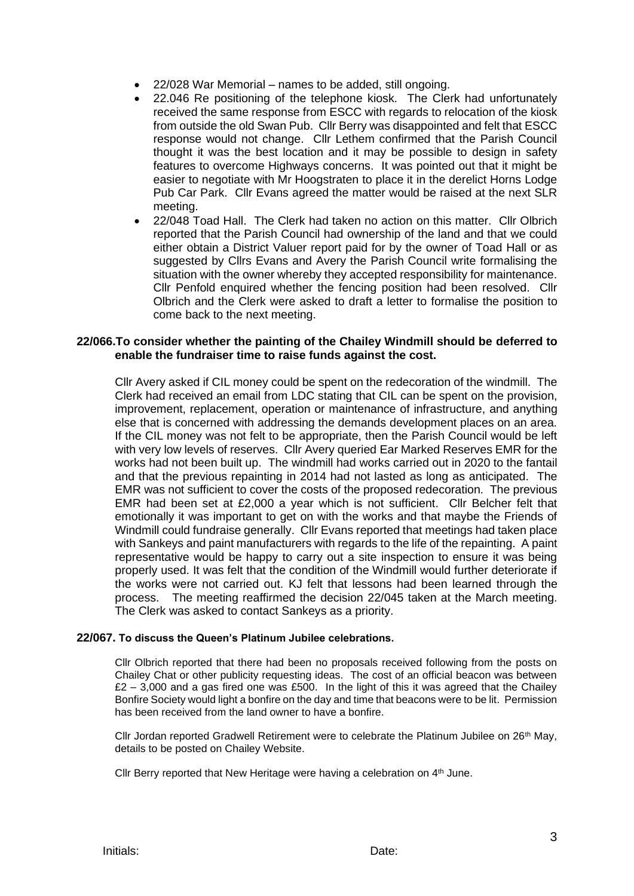- 22/028 War Memorial – names to be added, still ongoing.
- 22.046 Re positioning of the telephone kiosk. The Clerk had unfortunately received the same response from ESCC with regards to relocation of the kiosk from outside the old Swan Pub. Cllr Berry was disappointed and felt that ESCC response would not change. Cllr Lethem confirmed that the Parish Council thought it was the best location and it may be possible to design in safety features to overcome Highways concerns. It was pointed out that it might be easier to negotiate with Mr Hoogstraten to place it in the derelict Horns Lodge Pub Car Park. Cllr Evans agreed the matter would be raised at the next SLR meeting.
- 22/048 Toad Hall. The Clerk had taken no action on this matter. Cllr Olbrich reported that the Parish Council had ownership of the land and that we could either obtain a District Valuer report paid for by the owner of Toad Hall or as suggested by Cllrs Evans and Avery the Parish Council write formalising the situation with the owner whereby they accepted responsibility for maintenance. Cllr Penfold enquired whether the fencing position had been resolved. Cllr Olbrich and the Clerk were asked to draft a letter to formalise the position to come back to the next meeting.

**22/066.To consider whether the painting of the Chailey Windmill should be deferred to enable the fundraiser time to raise funds against the cost.**

Cllr Avery asked if CIL money could be spent on the redecoration of the windmill. The Clerk had received an email from LDC stating that CIL can be spent on the provision, improvement, replacement, operation or maintenance of infrastructure, and anything else that is concerned with addressing the demands development places on an area. If the CIL money was not felt to be appropriate, then the Parish Council would be left with very low levels of reserves. Cllr Avery queried Ear Marked Reserves EMR for the works had not been built up. The windmill had works carried out in 2020 to the fantail and that the previous repainting in 2014 had not lasted as long as anticipated. The EMR was not sufficient to cover the costs of the proposed redecoration. The previous EMR had been set at £2,000 a year which is not sufficient. Cllr Belcher felt that emotionally it was important to get on with the works and that maybe the Friends of Windmill could fundraise generally. Cllr Evans reported that meetings had taken place with Sankeys and paint manufacturers with regards to the life of the repainting. A paint representative would be happy to carry out a site inspection to ensure it was being properly used. It was felt that the condition of the Windmill would further deteriorate if the works were not carried out. KJ felt that lessons had been learned through the process. The meeting reaffirmed the decision 22/045 taken at the March meeting. The Clerk was asked to contact Sankeys as a priority.

**22/067. To discuss the Queen's Platinum Jubilee celebrations.**

Cllr Olbrich reported that there had been no proposals received following from the posts on Chailey Chat or other publicity requesting ideas. The cost of an official beacon was between £2 – 3,000 and a gas fired one was £500. In the light of this it was agreed that the Chailey Bonfire Society would light a bonfire on the day and time that beacons were to be lit. Permission has been received from the land owner to have a bonfire.

Cllr Jordan reported Gradwell Retirement were to celebrate the Platinum Jubilee on 26th May, details to be posted on Chailey Website.

Cllr Berry reported that New Heritage were having a celebration on 4th June.

Initials: Date: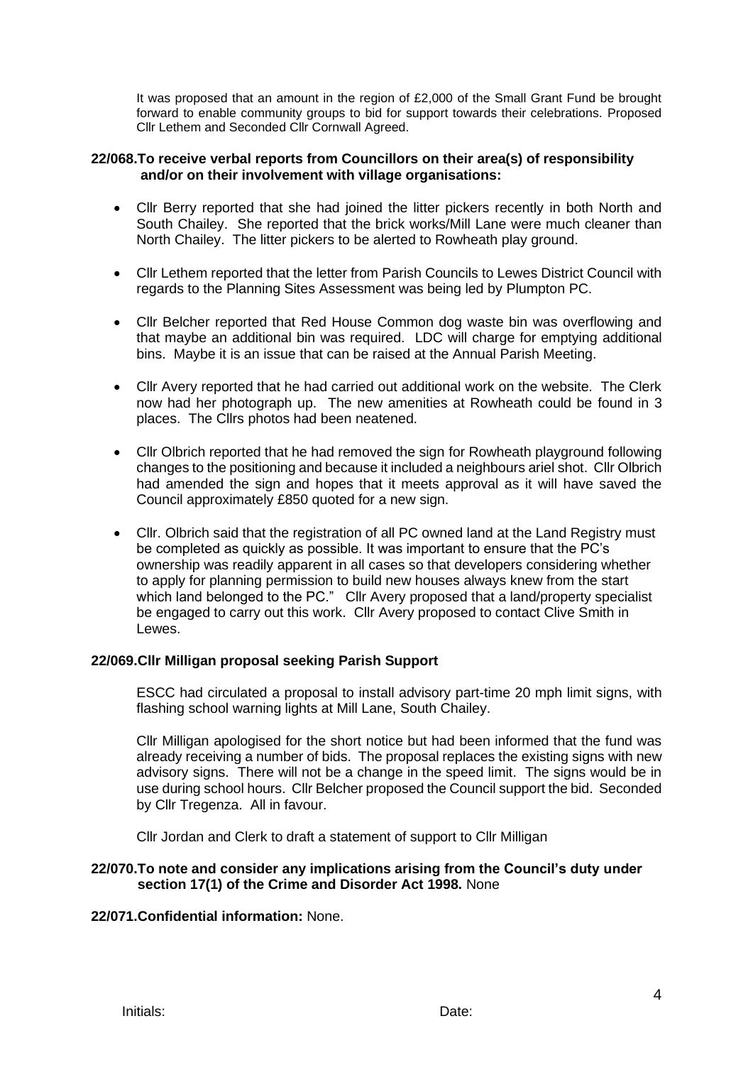It was proposed that an amount in the region of £2,000 of the Small Grant Fund be brought forward to enable community groups to bid for support towards their celebrations. Proposed Cllr Lethem and Seconded Cllr Cornwall Agreed.

**22/068.To receive verbal reports from Councillors on their area(s) of responsibility and/or on their involvement with village organisations:**

- Cllr Berry reported that she had joined the litter pickers recently in both North and South Chailey. She reported that the brick works/Mill Lane were much cleaner than North Chailey. The litter pickers to be alerted to Rowheath play ground.
- Cllr Lethem reported that the letter from Parish Councils to Lewes District Council with regards to the Planning Sites Assessment was being led by Plumpton PC.
- Cllr Belcher reported that Red House Common dog waste bin was overflowing and that maybe an additional bin was required. LDC will charge for emptying additional bins. Maybe it is an issue that can be raised at the Annual Parish Meeting.
- Cllr Avery reported that he had carried out additional work on the website. The Clerk now had her photograph up. The new amenities at Rowheath could be found in 3 places. The Cllrs photos had been neatened.
- Cllr Olbrich reported that he had removed the sign for Rowheath playground following changes to the positioning and because it included a neighbours ariel shot. Cllr Olbrich had amended the sign and hopes that it meets approval as it will have saved the Council approximately £850 quoted for a new sign.
- Cllr. Olbrich said that the registration of all PC owned land at the Land Registry must be completed as quickly as possible. It was important to ensure that the PC's ownership was readily apparent in all cases so that developers considering whether to apply for planning permission to build new houses always knew from the start which land belonged to the PC." Cllr Avery proposed that a land/property specialist be engaged to carry out this work. Cllr Avery proposed to contact Clive Smith in Lewes.

**22/069.Cllr Milligan proposal seeking Parish Support**

ESCC had circulated a proposal to install advisory part-time 20 mph limit signs, with flashing school warning lights at Mill Lane, South Chailey.

Cllr Milligan apologised for the short notice but had been informed that the fund was already receiving a number of bids. The proposal replaces the existing signs with new advisory signs. There will not be a change in the speed limit. The signs would be in use during school hours. Cllr Belcher proposed the Council support the bid. Seconded by Cllr Tregenza. All in favour.

Cllr Jordan and Clerk to draft a statement of support to Cllr Milligan

**22/070.To note and consider any implications arising from the Council's duty under section 17(1) of the Crime and Disorder Act 1998.** None

**22/071.Confidential information:** None.

Initials: Date: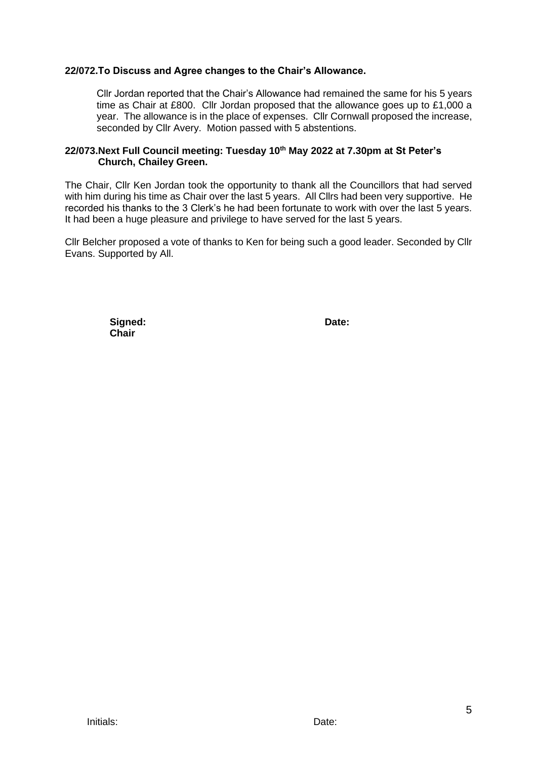**22/072. To Discuss and Agree changes to the Chair's Allowance.**

Cllr Jordan reported that the Chair's Allowance had remained the same for his 5 years time as Chair at £800. Cllr Jordan proposed that the allowance goes up to £1,000 a year. The allowance is in the place of expenses. Cllr Cornwall proposed the increase, seconded by Cllr Avery. Motion passed with 5 abstentions.

**22/073. Next Full Council meeting: Tuesday 10th May 2022 at 7.30pm at St Peter's Church, Chailey Green.**

The Chair, Cllr Ken Jordan took the opportunity to thank all the Councillors that had served with him during his time as Chair over the last 5 years. All Cllrs had been very supportive. He recorded his thanks to the 3 Clerk's he had been fortunate to work with over the last 5 years. It had been a huge pleasure and privilege to have served for the last 5 years.

Cllr Belcher proposed a vote of thanks to Ken for being such a good leader. Seconded by Cllr Evans. Supported by All.

**Signed:** **Date:**
**Chair**

Initials: Date: